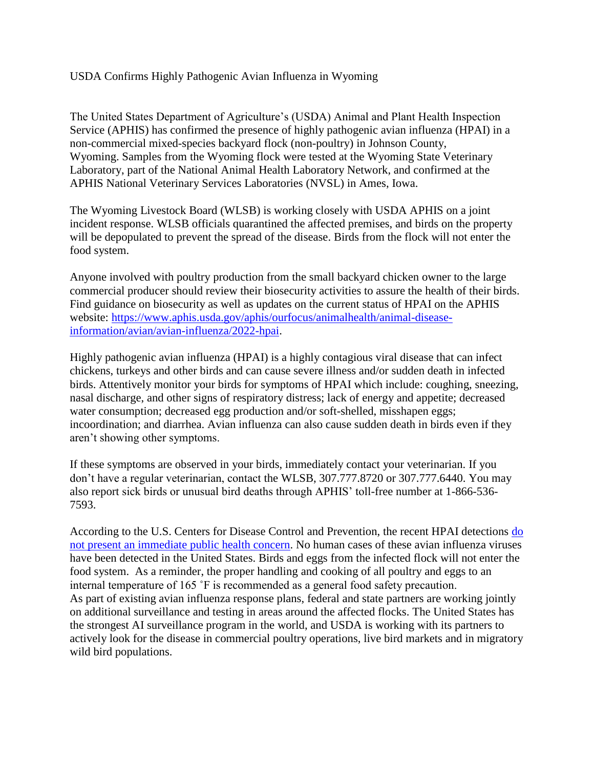# USDA Confirms Highly Pathogenic Avian Influenza in Wyoming

The United States Department of Agriculture's (USDA) Animal and Plant Health Inspection Service (APHIS) has confirmed the presence of highly pathogenic avian influenza (HPAI) in a non-commercial mixed-species backyard flock (non-poultry) in Johnson County, Wyoming. Samples from the Wyoming flock were tested at the Wyoming State Veterinary Laboratory, part of the National Animal Health Laboratory Network, and confirmed at the APHIS National Veterinary Services Laboratories (NVSL) in Ames, Iowa.

The Wyoming Livestock Board (WLSB) is working closely with USDA APHIS on a joint incident response. WLSB officials quarantined the affected premises, and birds on the property will be depopulated to prevent the spread of the disease. Birds from the flock will not enter the food system.

Anyone involved with poultry production from the small backyard chicken owner to the large commercial producer should review their biosecurity activities to assure the health of their birds. Find guidance on biosecurity as well as updates on the current status of HPAI on the APHIS website: [https://www.aphis.usda.gov/aphis/ourfocus/animalhealth/animal-disease-information/avian/avian-influenza/2022-hpai](https://www.aphis.usda.gov/aphis/ourfocus/animalhealth/animal-disease-information/avian/avian-influenza/2022-hpai).

Highly pathogenic avian influenza (HPAI) is a highly contagious viral disease that can infect chickens, turkeys and other birds and can cause severe illness and/or sudden death in infected birds. Attentively monitor your birds for symptoms of HPAI which include: coughing, sneezing, nasal discharge, and other signs of respiratory distress; lack of energy and appetite; decreased water consumption; decreased egg production and/or soft-shelled, misshapen eggs; incoordination; and diarrhea. Avian influenza can also cause sudden death in birds even if they aren't showing other symptoms.

If these symptoms are observed in your birds, immediately contact your veterinarian. If you don't have a regular veterinarian, contact the WLSB, 307.777.8720 or 307.777.6440. You may also report sick birds or unusual bird deaths through APHIS' toll-free number at 1-866-536-7593.

According to the U.S. Centers for Disease Control and Prevention, the recent HPAI detections do not present an immediate public health concern. No human cases of these avian influenza viruses have been detected in the United States. Birds and eggs from the infected flock will not enter the food system. As a reminder, the proper handling and cooking of all poultry and eggs to an internal temperature of 165 ˚F is recommended as a general food safety precaution.

As part of existing avian influenza response plans, federal and state partners are working jointly on additional surveillance and testing in areas around the affected flocks. The United States has the strongest AI surveillance program in the world, and USDA is working with its partners to actively look for the disease in commercial poultry operations, live bird markets and in migratory wild bird populations.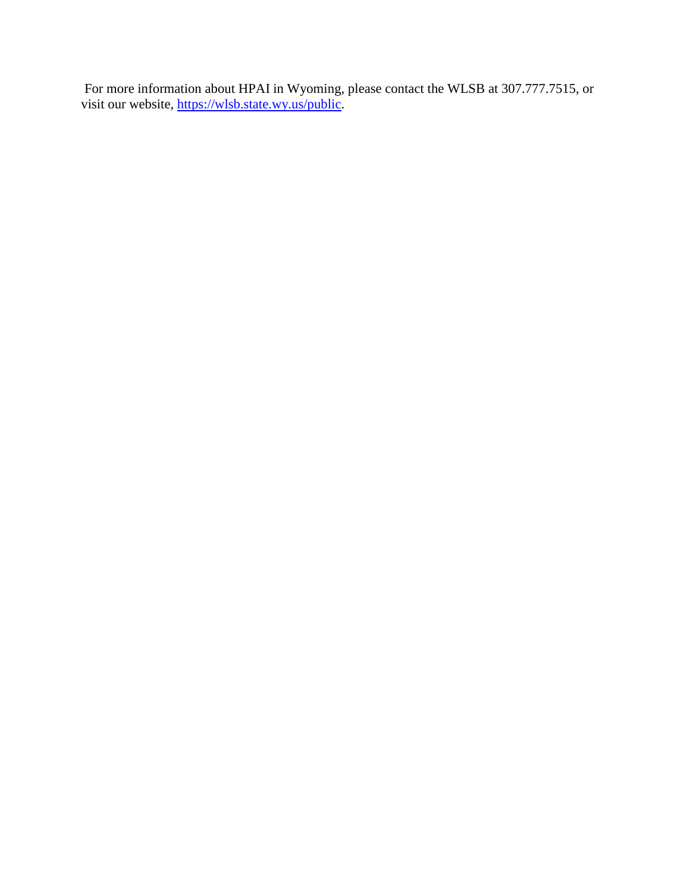For more information about HPAI in Wyoming, please contact the WLSB at 307.777.7515, or visit our website, [https://wlsb.state.wy.us/public](https://wlsb.state.wy.us/public).